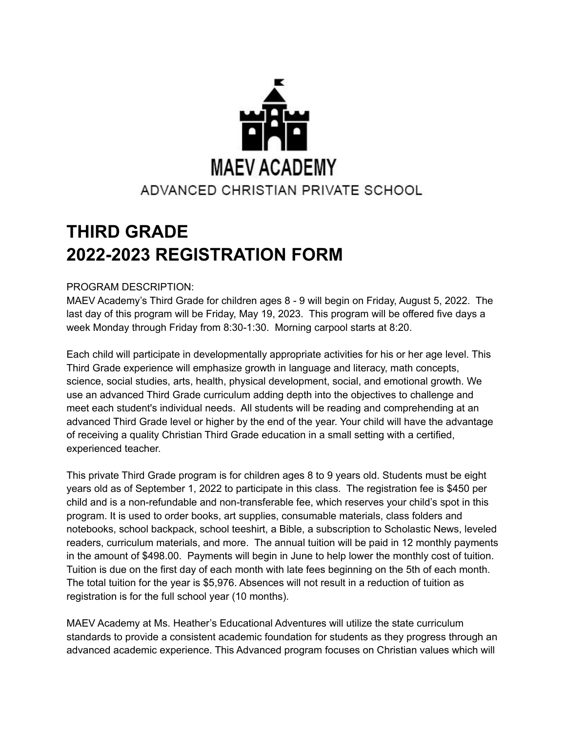MAEV ACADEMY

ADVANCED CHRISTIAN PRIVATE SCHOOL

# THIRD GRADE
# 2022-2023 REGISTRATION FORM

PROGRAM DESCRIPTION:
MAEV Academy's Third Grade for children ages 8 - 9 will begin on Friday, August 5, 2022. The last day of this program will be Friday, May 19, 2023. This program will be offered five days a week Monday through Friday from 8:30-1:30. Morning carpool starts at 8:20.

Each child will participate in developmentally appropriate activities for his or her age level. This Third Grade experience will emphasize growth in language and literacy, math concepts, science, social studies, arts, health, physical development, social, and emotional growth. We use an advanced Third Grade curriculum adding depth into the objectives to challenge and meet each student's individual needs. All students will be reading and comprehending at an advanced Third Grade level or higher by the end of the year. Your child will have the advantage of receiving a quality Christian Third Grade education in a small setting with a certified, experienced teacher.

This private Third Grade program is for children ages 8 to 9 years old. Students must be eight years old as of September 1, 2022 to participate in this class. The registration fee is $450 per child and is a non-refundable and non-transferable fee, which reserves your child's spot in this program. It is used to order books, art supplies, consumable materials, class folders and notebooks, school backpack, school teeshirt, a Bible, a subscription to Scholastic News, leveled readers, curriculum materials, and more. The annual tuition will be paid in 12 monthly payments in the amount of $498.00. Payments will begin in June to help lower the monthly cost of tuition. Tuition is due on the first day of each month with late fees beginning on the 5th of each month. The total tuition for the year is $5,976. Absences will not result in a reduction of tuition as registration is for the full school year (10 months).

MAEV Academy at Ms. Heather's Educational Adventures will utilize the state curriculum standards to provide a consistent academic foundation for students as they progress through an advanced academic experience. This Advanced program focuses on Christian values which will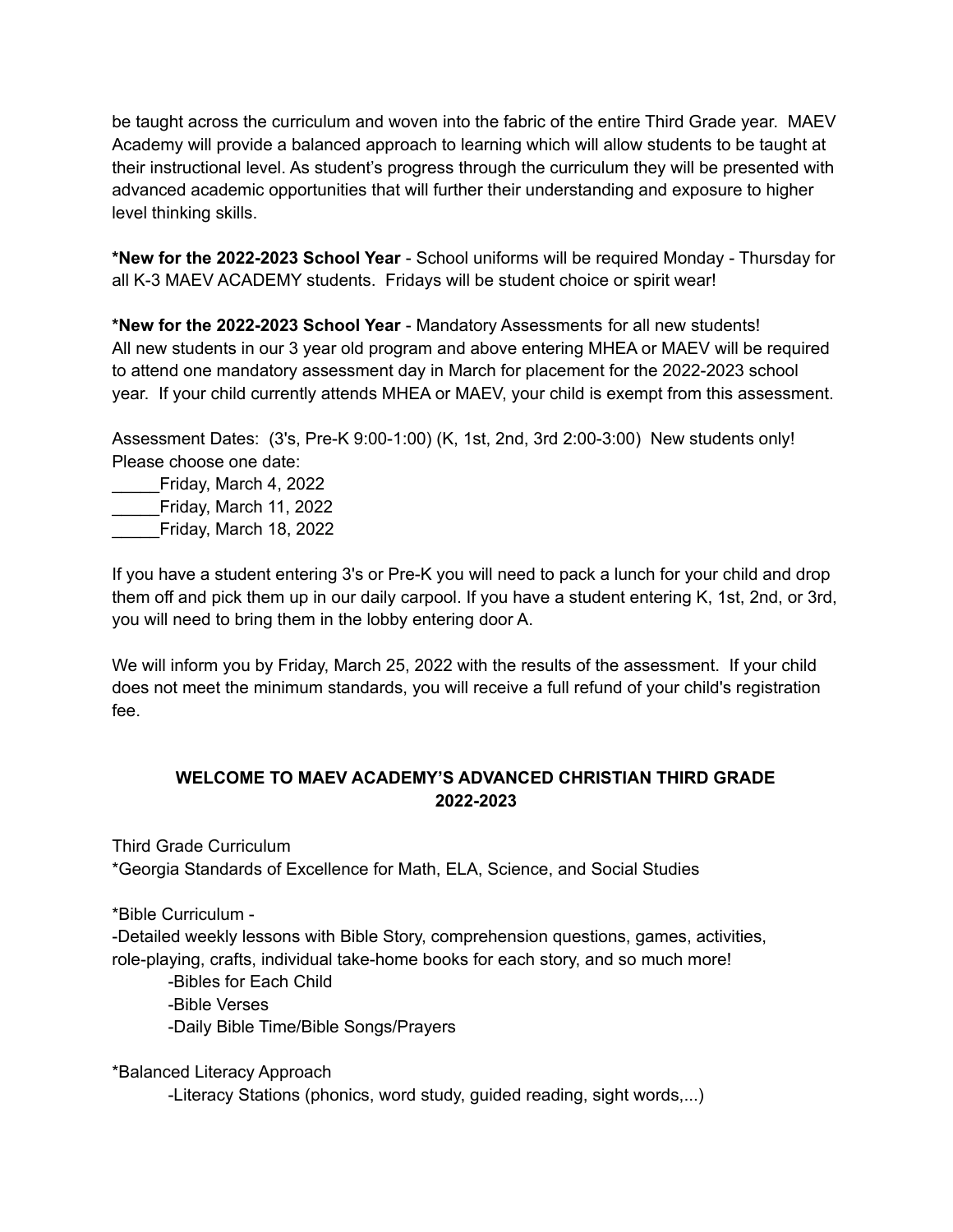be taught across the curriculum and woven into the fabric of the entire Third Grade year. MAEV Academy will provide a balanced approach to learning which will allow students to be taught at their instructional level. As student's progress through the curriculum they will be presented with advanced academic opportunities that will further their understanding and exposure to higher level thinking skills.

**\*New for the 2022-2023 School Year** - School uniforms will be required Monday - Thursday for all K-3 MAEV ACADEMY students. Fridays will be student choice or spirit wear!

**\*New for the 2022-2023 School Year** - Mandatory Assessments for all new students! All new students in our 3 year old program and above entering MHEA or MAEV will be required to attend one mandatory assessment day in March for placement for the 2022-2023 school year. If your child currently attends MHEA or MAEV, your child is exempt from this assessment.

Assessment Dates: (3's, Pre-K 9:00-1:00) (K, 1st, 2nd, 3rd 2:00-3:00) New students only! Please choose one date:

_____Friday, March 4, 2022
_____Friday, March 11, 2022
_____Friday, March 18, 2022

If you have a student entering 3's or Pre-K you will need to pack a lunch for your child and drop them off and pick them up in our daily carpool. If you have a student entering K, 1st, 2nd, or 3rd, you will need to bring them in the lobby entering door A.

We will inform you by Friday, March 25, 2022 with the results of the assessment. If your child does not meet the minimum standards, you will receive a full refund of your child's registration fee.

## WELCOME TO MAEV ACADEMY'S ADVANCED CHRISTIAN THIRD GRADE 2022-2023

Third Grade Curriculum

*Georgia Standards of Excellence for Math, ELA, Science, and Social Studies

*Bible Curriculum -

-Detailed weekly lessons with Bible Story, comprehension questions, games, activities, role-playing, crafts, individual take-home books for each story, and so much more!

- -Bibles for Each Child
- -Bible Verses
- -Daily Bible Time/Bible Songs/Prayers

*Balanced Literacy Approach

- -Literacy Stations (phonics, word study, guided reading, sight words,...)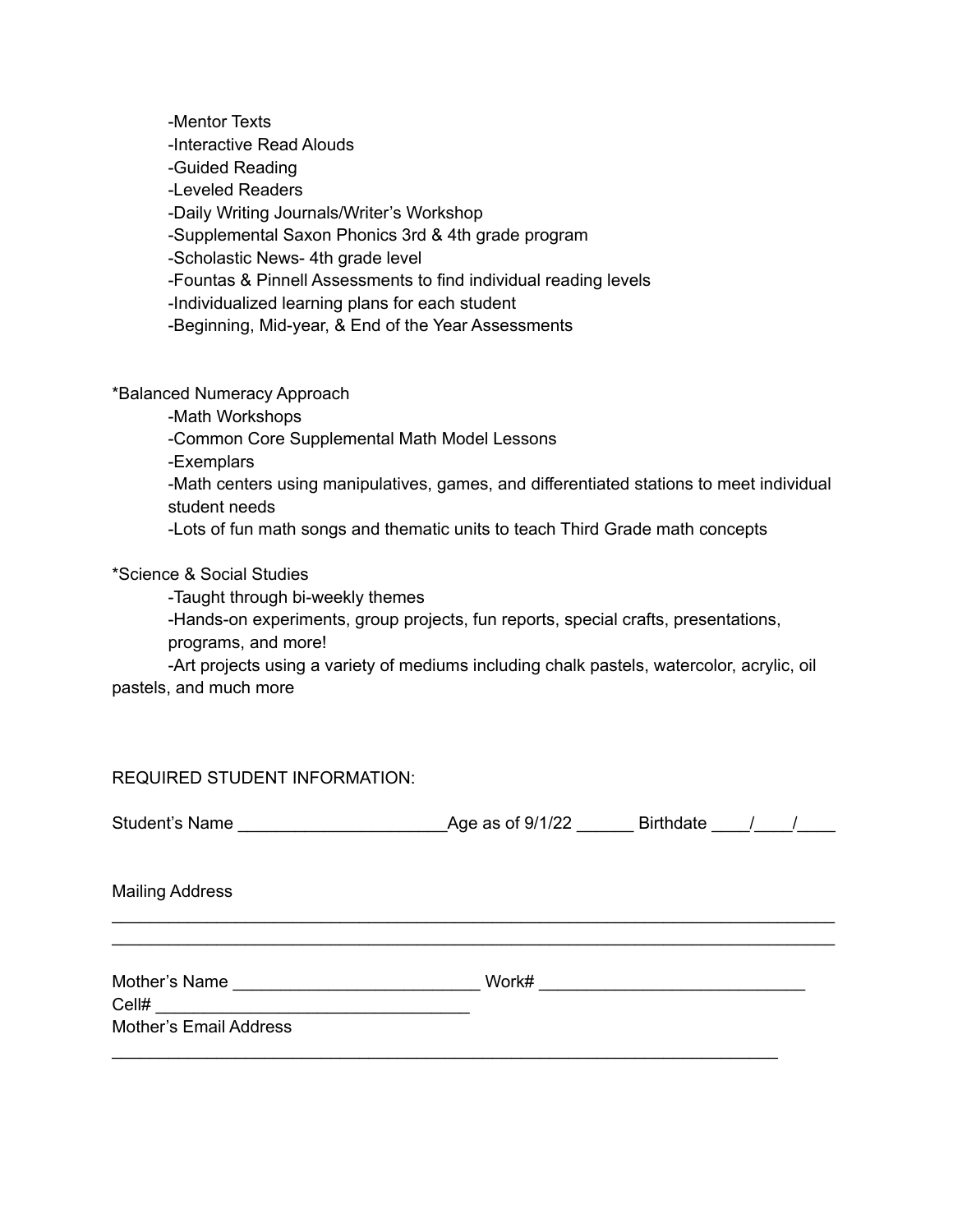-Mentor Texts
-Interactive Read Alouds
-Guided Reading
-Leveled Readers
-Daily Writing Journals/Writer's Workshop
-Supplemental Saxon Phonics 3rd & 4th grade program
-Scholastic News- 4th grade level
-Fountas & Pinnell Assessments to find individual reading levels
-Individualized learning plans for each student
-Beginning, Mid-year, & End of the Year Assessments

*Balanced Numeracy Approach
-Math Workshops
-Common Core Supplemental Math Model Lessons
-Exemplars
-Math centers using manipulatives, games, and differentiated stations to meet individual student needs
-Lots of fun math songs and thematic units to teach Third Grade math concepts

*Science & Social Studies
-Taught through bi-weekly themes
-Hands-on experiments, group projects, fun reports, special crafts, presentations, programs, and more!
-Art projects using a variety of mediums including chalk pastels, watercolor, acrylic, oil pastels, and much more

REQUIRED STUDENT INFORMATION:

Student's Name ______________________Age as of 9/1/22 ______ Birthdate ____/____/____

Mailing Address
_____________________________________________________________________________
_____________________________________________________________________________

Mother's Name __________________________ Work# ____________________________
Cell# _________________________________
Mother's Email Address
_____________________________________________________________________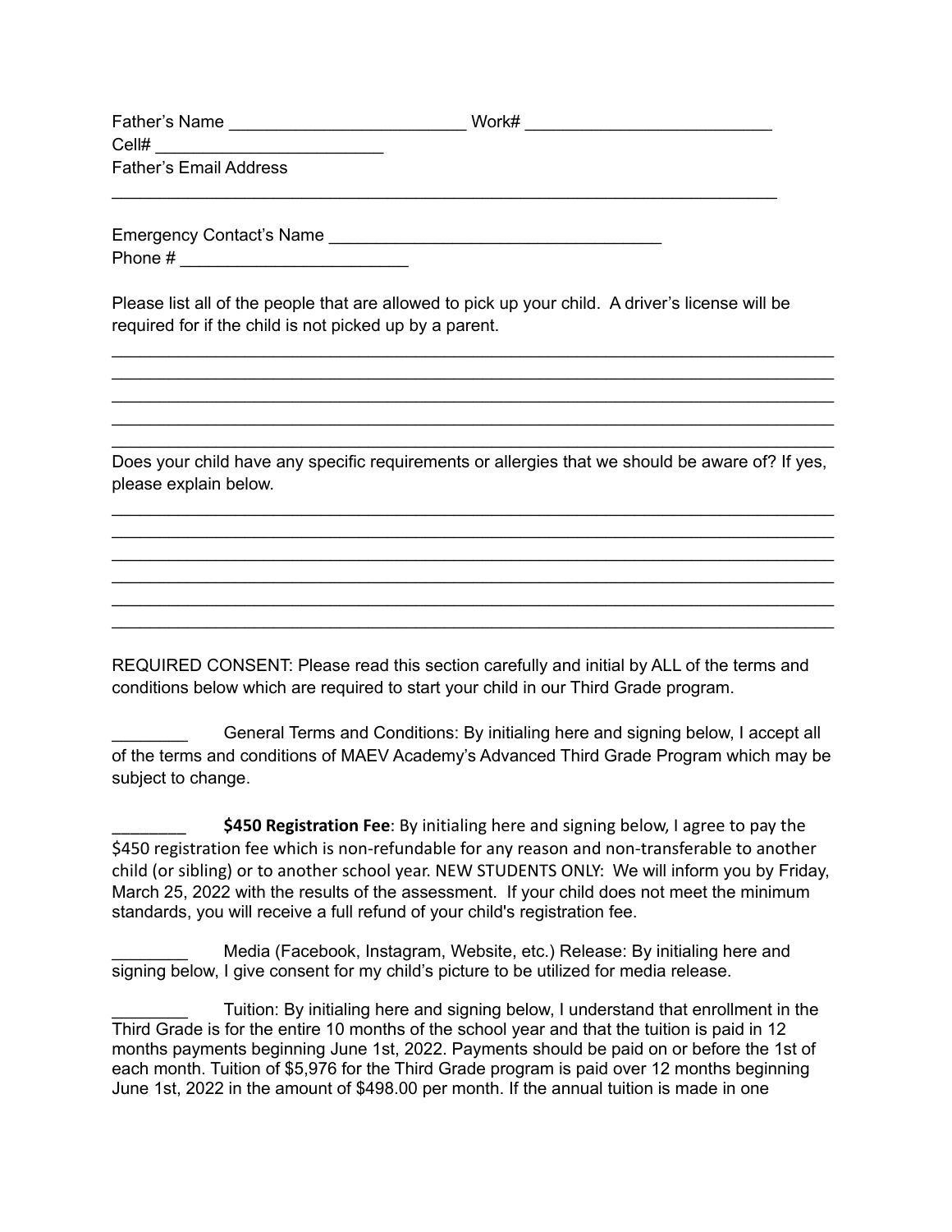Father's Name ________________________ Work# _________________________
Cell# ________________________
Father's Email Address
_________________________________________________________________________

Emergency Contact's Name ___________________________________
Phone # ________________________

Please list all of the people that are allowed to pick up your child. A driver's license will be required for if the child is not picked up by a parent.

_____________________________________________________________________________
_____________________________________________________________________________
_____________________________________________________________________________
_____________________________________________________________________________
_____________________________________________________________________________

Does your child have any specific requirements or allergies that we should be aware of? If yes, please explain below.

_____________________________________________________________________________
_____________________________________________________________________________
_____________________________________________________________________________
_____________________________________________________________________________
_____________________________________________________________________________
_____________________________________________________________________________

REQUIRED CONSENT: Please read this section carefully and initial by ALL of the terms and conditions below which are required to start your child in our Third Grade program.

________ General Terms and Conditions: By initialing here and signing below, I accept all of the terms and conditions of MAEV Academy's Advanced Third Grade Program which may be subject to change.

________ **$450 Registration Fee**: By initialing here and signing below, I agree to pay the $450 registration fee which is non-refundable for any reason and non-transferable to another child (or sibling) or to another school year. NEW STUDENTS ONLY: We will inform you by Friday, March 25, 2022 with the results of the assessment. If your child does not meet the minimum standards, you will receive a full refund of your child's registration fee.

________ Media (Facebook, Instagram, Website, etc.) Release: By initialing here and signing below, I give consent for my child's picture to be utilized for media release.

________ Tuition: By initialing here and signing below, I understand that enrollment in the Third Grade is for the entire 10 months of the school year and that the tuition is paid in 12 months payments beginning June 1st, 2022. Payments should be paid on or before the 1st of each month. Tuition of $5,976 for the Third Grade program is paid over 12 months beginning June 1st, 2022 in the amount of $498.00 per month. If the annual tuition is made in one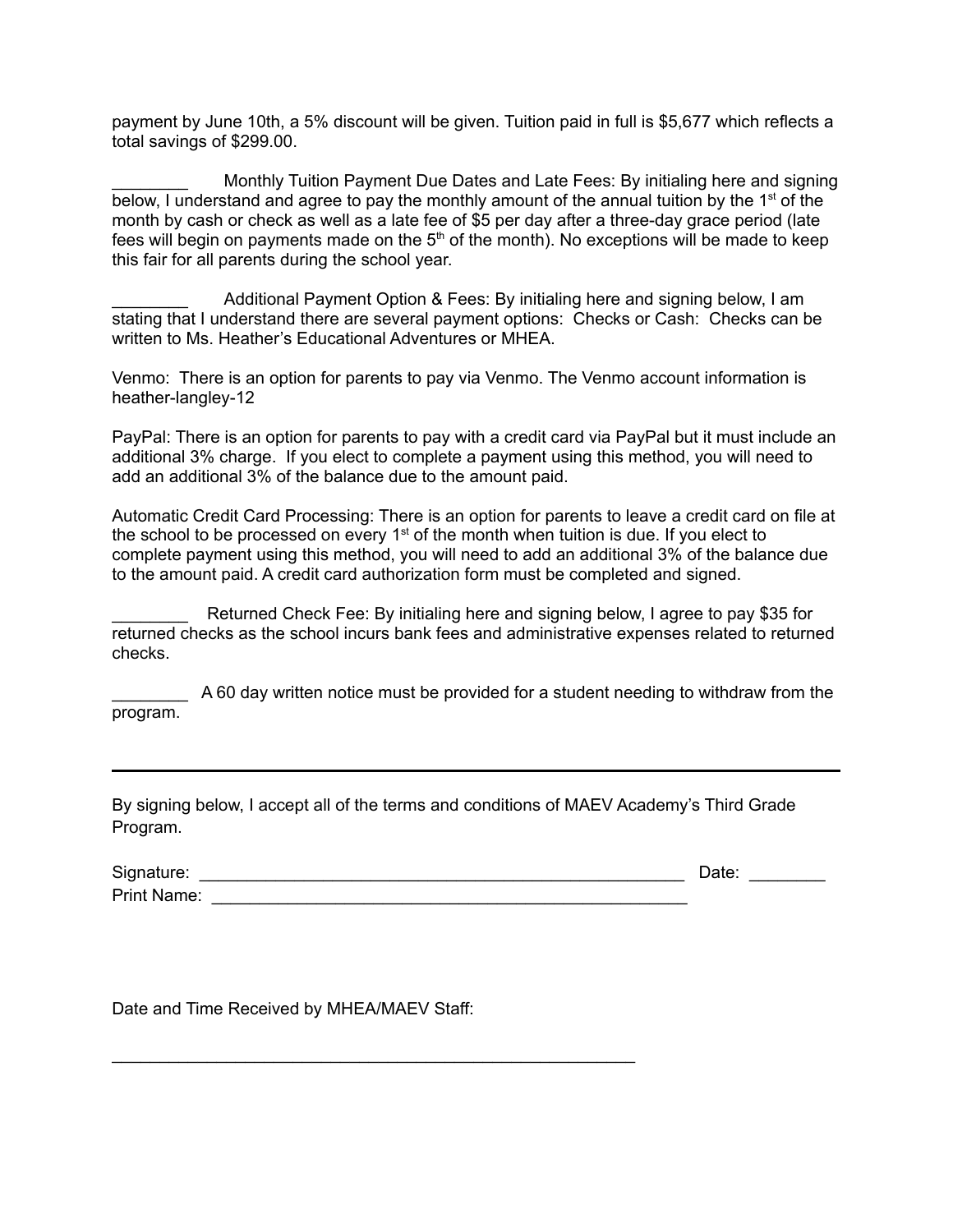payment by June 10th, a 5% discount will be given. Tuition paid in full is $5,677 which reflects a total savings of $299.00.

________ Monthly Tuition Payment Due Dates and Late Fees: By initialing here and signing below, I understand and agree to pay the monthly amount of the annual tuition by the 1st of the month by cash or check as well as a late fee of $5 per day after a three-day grace period (late fees will begin on payments made on the 5th of the month). No exceptions will be made to keep this fair for all parents during the school year.

________ Additional Payment Option & Fees: By initialing here and signing below, I am stating that I understand there are several payment options: Checks or Cash: Checks can be written to Ms. Heather's Educational Adventures or MHEA.

Venmo: There is an option for parents to pay via Venmo. The Venmo account information is heather-langley-12

PayPal: There is an option for parents to pay with a credit card via PayPal but it must include an additional 3% charge. If you elect to complete a payment using this method, you will need to add an additional 3% of the balance due to the amount paid.

Automatic Credit Card Processing: There is an option for parents to leave a credit card on file at the school to be processed on every 1st of the month when tuition is due. If you elect to complete payment using this method, you will need to add an additional 3% of the balance due to the amount paid. A credit card authorization form must be completed and signed.

________ Returned Check Fee: By initialing here and signing below, I agree to pay $35 for returned checks as the school incurs bank fees and administrative expenses related to returned checks.

________ A 60 day written notice must be provided for a student needing to withdraw from the program.

---

By signing below, I accept all of the terms and conditions of MAEV Academy's Third Grade Program.

Signature: ______________________________________________________ Date: ________

Print Name: _____________________________________________________

Date and Time Received by MHEA/MAEV Staff:

__________________________________________________________